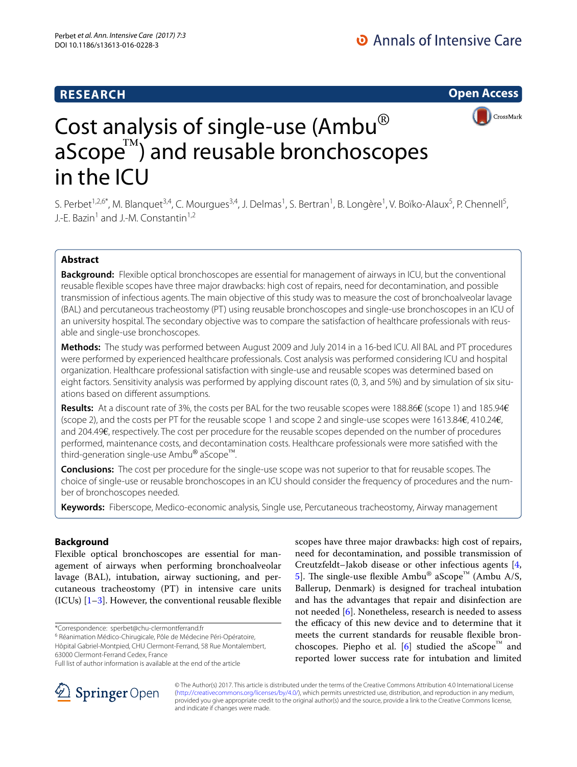RESEARCH

Open Access

# Cost analysis of single-use (Ambu® aScope™) and reusable bronchoscopes in the ICU

S. Perbet[1,2,6*], M. Blanquet[3,4], C. Mourgues[3,4], J. Delmas[1], S. Bertran[1], B. Longère[1], V. Boïko-Alaux[5], P. Chennell[5], J.-E. Bazin[1] and J.-M. Constantin[1,2]

## Abstract

**Background:** Flexible optical bronchoscopes are essential for management of airways in ICU, but the conventional reusable flexible scopes have three major drawbacks: high cost of repairs, need for decontamination, and possible transmission of infectious agents. The main objective of this study was to measure the cost of bronchoalveolar lavage (BAL) and percutaneous tracheostomy (PT) using reusable bronchoscopes and single-use bronchoscopes in an ICU of an university hospital. The secondary objective was to compare the satisfaction of healthcare professionals with reusable and single-use bronchoscopes.

**Methods:** The study was performed between August 2009 and July 2014 in a 16-bed ICU. All BAL and PT procedures were performed by experienced healthcare professionals. Cost analysis was performed considering ICU and hospital organization. Healthcare professional satisfaction with single-use and reusable scopes was determined based on eight factors. Sensitivity analysis was performed by applying discount rates (0, 3, and 5%) and by simulation of six situations based on different assumptions.

**Results:** At a discount rate of 3%, the costs per BAL for the two reusable scopes were 188.86€ (scope 1) and 185.94€ (scope 2), and the costs per PT for the reusable scope 1 and scope 2 and single-use scopes were 1613.84€, 410.24€, and 204.49€, respectively. The cost per procedure for the reusable scopes depended on the number of procedures performed, maintenance costs, and decontamination costs. Healthcare professionals were more satisfied with the third-generation single-use Ambu® aScope™.

**Conclusions:** The cost per procedure for the single-use scope was not superior to that for reusable scopes. The choice of single-use or reusable bronchoscopes in an ICU should consider the frequency of procedures and the number of bronchoscopes needed.

**Keywords:** Fiberscope, Medico-economic analysis, Single use, Percutaneous tracheostomy, Airway management

## Background

Flexible optical bronchoscopes are essential for management of airways when performing bronchoalveolar lavage (BAL), intubation, airway suctioning, and percutaneous tracheostomy (PT) in intensive care units (ICUs) [1–3]. However, the conventional reusable flexible scopes have three major drawbacks: high cost of repairs, need for decontamination, and possible transmission of Creutzfeldt–Jakob disease or other infectious agents [4, 5]. The single-use flexible Ambu® aScope™ (Ambu A/S, Ballerup, Denmark) is designed for tracheal intubation and has the advantages that repair and disinfection are not needed [6]. Nonetheless, research is needed to assess the efficacy of this new device and to determine that it meets the current standards for reusable flexible bronchoscopes. Piepho et al. [6] studied the aScope™ and reported lower success rate for intubation and limited

*Correspondence: sperbet@chu-clermontferrand.fr
[6] Réanimation Médico-Chirurgicale, Pôle de Médecine Péri-Opératoire, Hôpital Gabriel-Montpied, CHU Clermont-Ferrand, 58 Rue Montalembert, 63000 Clermont-Ferrand Cedex, France
Full list of author information is available at the end of the article

© The Author(s) 2017. This article is distributed under the terms of the Creative Commons Attribution 4.0 International License (http://creativecommons.org/licenses/by/4.0/), which permits unrestricted use, distribution, and reproduction in any medium, provided you give appropriate credit to the original author(s) and the source, provide a link to the Creative Commons license, and indicate if changes were made.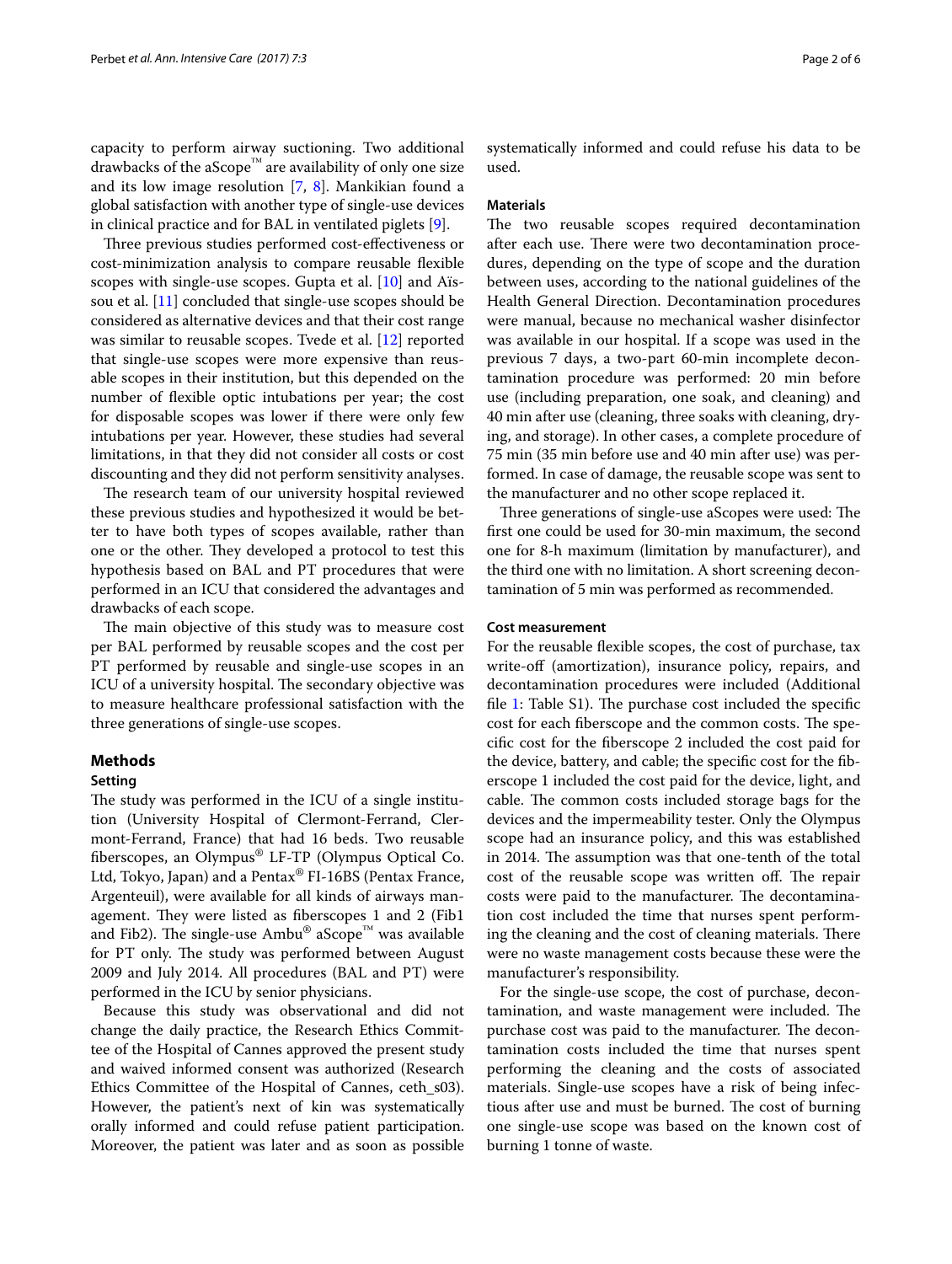capacity to perform airway suctioning. Two additional drawbacks of the aScope™ are availability of only one size and its low image resolution [7, 8]. Mankikian found a global satisfaction with another type of single-use devices in clinical practice and for BAL in ventilated piglets [9].

Three previous studies performed cost-effectiveness or cost-minimization analysis to compare reusable flexible scopes with single-use scopes. Gupta et al. [10] and Aïssou et al. [11] concluded that single-use scopes should be considered as alternative devices and that their cost range was similar to reusable scopes. Tvede et al. [12] reported that single-use scopes were more expensive than reusable scopes in their institution, but this depended on the number of flexible optic intubations per year; the cost for disposable scopes was lower if there were only few intubations per year. However, these studies had several limitations, in that they did not consider all costs or cost discounting and they did not perform sensitivity analyses.

The research team of our university hospital reviewed these previous studies and hypothesized it would be better to have both types of scopes available, rather than one or the other. They developed a protocol to test this hypothesis based on BAL and PT procedures that were performed in an ICU that considered the advantages and drawbacks of each scope.

The main objective of this study was to measure cost per BAL performed by reusable scopes and the cost per PT performed by reusable and single-use scopes in an ICU of a university hospital. The secondary objective was to measure healthcare professional satisfaction with the three generations of single-use scopes.

## Methods

### Setting

The study was performed in the ICU of a single institution (University Hospital of Clermont-Ferrand, Clermont-Ferrand, France) that had 16 beds. Two reusable fiberscopes, an Olympus® LF-TP (Olympus Optical Co. Ltd, Tokyo, Japan) and a Pentax® FI-16BS (Pentax France, Argenteuil), were available for all kinds of airways management. They were listed as fiberscopes 1 and 2 (Fib1 and Fib2). The single-use Ambu® aScope™ was available for PT only. The study was performed between August 2009 and July 2014. All procedures (BAL and PT) were performed in the ICU by senior physicians.

Because this study was observational and did not change the daily practice, the Research Ethics Committee of the Hospital of Cannes approved the present study and waived informed consent was authorized (Research Ethics Committee of the Hospital of Cannes, ceth_s03). However, the patient's next of kin was systematically orally informed and could refuse patient participation. Moreover, the patient was later and as soon as possible systematically informed and could refuse his data to be used.

### Materials

The two reusable scopes required decontamination after each use. There were two decontamination procedures, depending on the type of scope and the duration between uses, according to the national guidelines of the Health General Direction. Decontamination procedures were manual, because no mechanical washer disinfector was available in our hospital. If a scope was used in the previous 7 days, a two-part 60-min incomplete decontamination procedure was performed: 20 min before use (including preparation, one soak, and cleaning) and 40 min after use (cleaning, three soaks with cleaning, drying, and storage). In other cases, a complete procedure of 75 min (35 min before use and 40 min after use) was performed. In case of damage, the reusable scope was sent to the manufacturer and no other scope replaced it.

Three generations of single-use aScopes were used: The first one could be used for 30-min maximum, the second one for 8-h maximum (limitation by manufacturer), and the third one with no limitation. A short screening decontamination of 5 min was performed as recommended.

### Cost measurement

For the reusable flexible scopes, the cost of purchase, tax write-off (amortization), insurance policy, repairs, and decontamination procedures were included (Additional file 1: Table S1). The purchase cost included the specific cost for each fiberscope and the common costs. The specific cost for the fiberscope 2 included the cost paid for the device, battery, and cable; the specific cost for the fiberscope 1 included the cost paid for the device, light, and cable. The common costs included storage bags for the devices and the impermeability tester. Only the Olympus scope had an insurance policy, and this was established in 2014. The assumption was that one-tenth of the total cost of the reusable scope was written off. The repair costs were paid to the manufacturer. The decontamination cost included the time that nurses spent performing the cleaning and the cost of cleaning materials. There were no waste management costs because these were the manufacturer's responsibility.

For the single-use scope, the cost of purchase, decontamination, and waste management were included. The purchase cost was paid to the manufacturer. The decontamination costs included the time that nurses spent performing the cleaning and the costs of associated materials. Single-use scopes have a risk of being infectious after use and must be burned. The cost of burning one single-use scope was based on the known cost of burning 1 tonne of waste.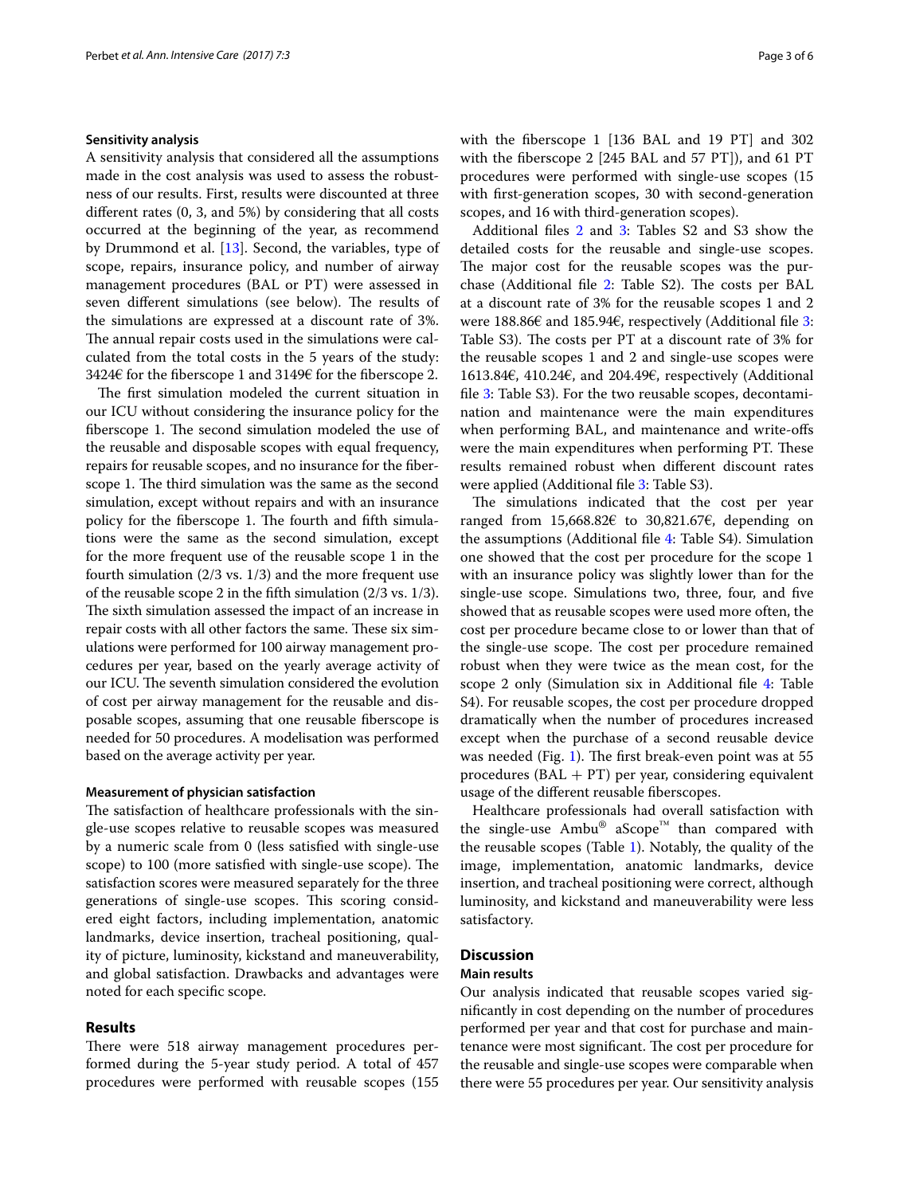### Sensitivity analysis

A sensitivity analysis that considered all the assumptions made in the cost analysis was used to assess the robustness of our results. First, results were discounted at three different rates (0, 3, and 5%) by considering that all costs occurred at the beginning of the year, as recommend by Drummond et al. [13]. Second, the variables, type of scope, repairs, insurance policy, and number of airway management procedures (BAL or PT) were assessed in seven different simulations (see below). The results of the simulations are expressed at a discount rate of 3%. The annual repair costs used in the simulations were calculated from the total costs in the 5 years of the study: 3424€ for the fiberscope 1 and 3149€ for the fiberscope 2.

The first simulation modeled the current situation in our ICU without considering the insurance policy for the fiberscope 1. The second simulation modeled the use of the reusable and disposable scopes with equal frequency, repairs for reusable scopes, and no insurance for the fiberscope 1. The third simulation was the same as the second simulation, except without repairs and with an insurance policy for the fiberscope 1. The fourth and fifth simulations were the same as the second simulation, except for the more frequent use of the reusable scope 1 in the fourth simulation (2/3 vs. 1/3) and the more frequent use of the reusable scope 2 in the fifth simulation (2/3 vs. 1/3). The sixth simulation assessed the impact of an increase in repair costs with all other factors the same. These six simulations were performed for 100 airway management procedures per year, based on the yearly average activity of our ICU. The seventh simulation considered the evolution of cost per airway management for the reusable and disposable scopes, assuming that one reusable fiberscope is needed for 50 procedures. A modelisation was performed based on the average activity per year.

### Measurement of physician satisfaction

The satisfaction of healthcare professionals with the single-use scopes relative to reusable scopes was measured by a numeric scale from 0 (less satisfied with single-use scope) to 100 (more satisfied with single-use scope). The satisfaction scores were measured separately for the three generations of single-use scopes. This scoring considered eight factors, including implementation, anatomic landmarks, device insertion, tracheal positioning, quality of picture, luminosity, kickstand and maneuverability, and global satisfaction. Drawbacks and advantages were noted for each specific scope.

## Results

There were 518 airway management procedures performed during the 5-year study period. A total of 457 procedures were performed with reusable scopes (155 with the fiberscope 1 [136 BAL and 19 PT] and 302 with the fiberscope 2 [245 BAL and 57 PT]), and 61 PT procedures were performed with single-use scopes (15 with first-generation scopes, 30 with second-generation scopes, and 16 with third-generation scopes).

Additional files 2 and 3: Tables S2 and S3 show the detailed costs for the reusable and single-use scopes. The major cost for the reusable scopes was the purchase (Additional file 2: Table S2). The costs per BAL at a discount rate of 3% for the reusable scopes 1 and 2 were 188.86€ and 185.94€, respectively (Additional file 3: Table S3). The costs per PT at a discount rate of 3% for the reusable scopes 1 and 2 and single-use scopes were 1613.84€, 410.24€, and 204.49€, respectively (Additional file 3: Table S3). For the two reusable scopes, decontamination and maintenance were the main expenditures when performing BAL, and maintenance and write-offs were the main expenditures when performing PT. These results remained robust when different discount rates were applied (Additional file 3: Table S3).

The simulations indicated that the cost per year ranged from 15,668.82€ to 30,821.67€, depending on the assumptions (Additional file 4: Table S4). Simulation one showed that the cost per procedure for the scope 1 with an insurance policy was slightly lower than for the single-use scope. Simulations two, three, four, and five showed that as reusable scopes were used more often, the cost per procedure became close to or lower than that of the single-use scope. The cost per procedure remained robust when they were twice as the mean cost, for the scope 2 only (Simulation six in Additional file 4: Table S4). For reusable scopes, the cost per procedure dropped dramatically when the number of procedures increased except when the purchase of a second reusable device was needed (Fig. 1). The first break-even point was at 55 procedures (BAL + PT) per year, considering equivalent usage of the different reusable fiberscopes.

Healthcare professionals had overall satisfaction with the single-use Ambu® aScope™ than compared with the reusable scopes (Table 1). Notably, the quality of the image, implementation, anatomic landmarks, device insertion, and tracheal positioning were correct, although luminosity, and kickstand and maneuverability were less satisfactory.

## Discussion

### Main results

Our analysis indicated that reusable scopes varied significantly in cost depending on the number of procedures performed per year and that cost for purchase and maintenance were most significant. The cost per procedure for the reusable and single-use scopes were comparable when there were 55 procedures per year. Our sensitivity analysis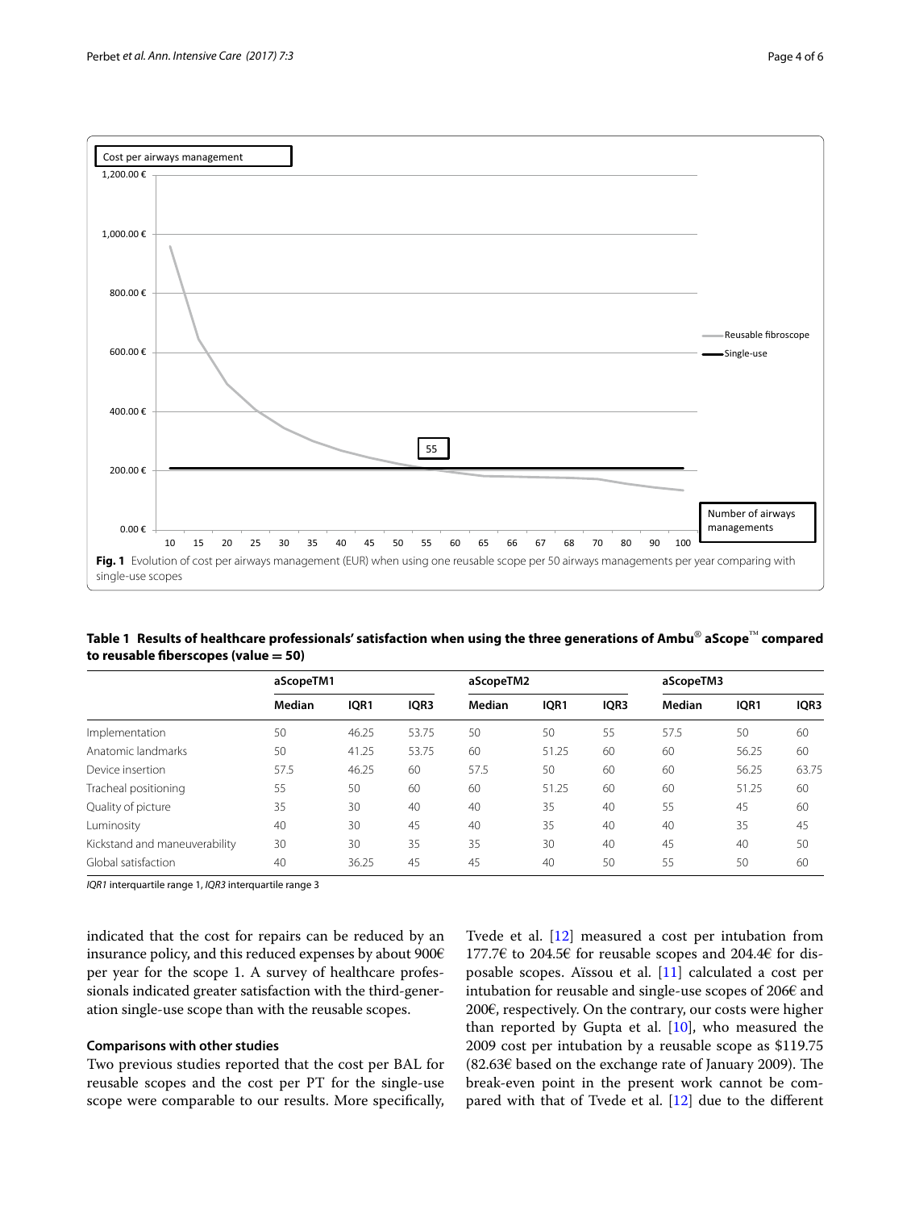**Fig. 1** Evolution of cost per airways management (EUR) when using one reusable scope per 50 airways managements per year comparing with single-use scopes

**Table 1 Results of healthcare professionals' satisfaction when using the three generations of Ambu® aScope™ compared to reusable fiberscopes (value = 50)**

| | aScopeTM1 | | | aScopeTM2 | | | aScopeTM3 | | |
|---|---|---|---|---|---|---|---|---|---|
| | Median | IQR1 | IQR3 | Median | IQR1 | IQR3 | Median | IQR1 | IQR3 |
| Implementation | 50 | 46.25 | 53.75 | 50 | 50 | 55 | 57.5 | 50 | 60 |
| Anatomic landmarks | 50 | 41.25 | 53.75 | 60 | 51.25 | 60 | 60 | 56.25 | 60 |
| Device insertion | 57.5 | 46.25 | 60 | 57.5 | 50 | 60 | 60 | 56.25 | 63.75 |
| Tracheal positioning | 55 | 50 | 60 | 60 | 51.25 | 60 | 60 | 51.25 | 60 |
| Quality of picture | 35 | 30 | 40 | 40 | 35 | 40 | 55 | 45 | 60 |
| Luminosity | 40 | 30 | 45 | 40 | 35 | 40 | 40 | 35 | 45 |
| Kickstand and maneuverability | 30 | 30 | 35 | 35 | 30 | 40 | 45 | 40 | 50 |
| Global satisfaction | 40 | 36.25 | 45 | 45 | 40 | 50 | 55 | 50 | 60 |

*IQR1* interquartile range 1, *IQR3* interquartile range 3

indicated that the cost for repairs can be reduced by an insurance policy, and this reduced expenses by about 900€ per year for the scope 1. A survey of healthcare professionals indicated greater satisfaction with the third-generation single-use scope than with the reusable scopes.

### Comparisons with other studies

Two previous studies reported that the cost per BAL for reusable scopes and the cost per PT for the single-use scope were comparable to our results. More specifically, Tvede et al. [12] measured a cost per intubation from 177.7€ to 204.5€ for reusable scopes and 204.4€ for disposable scopes. Aïssou et al. [11] calculated a cost per intubation for reusable and single-use scopes of 206€ and 200€, respectively. On the contrary, our costs were higher than reported by Gupta et al. [10], who measured the 2009 cost per intubation by a reusable scope as $119.75 (82.63€ based on the exchange rate of January 2009). The break-even point in the present work cannot be compared with that of Tvede et al. [12] due to the different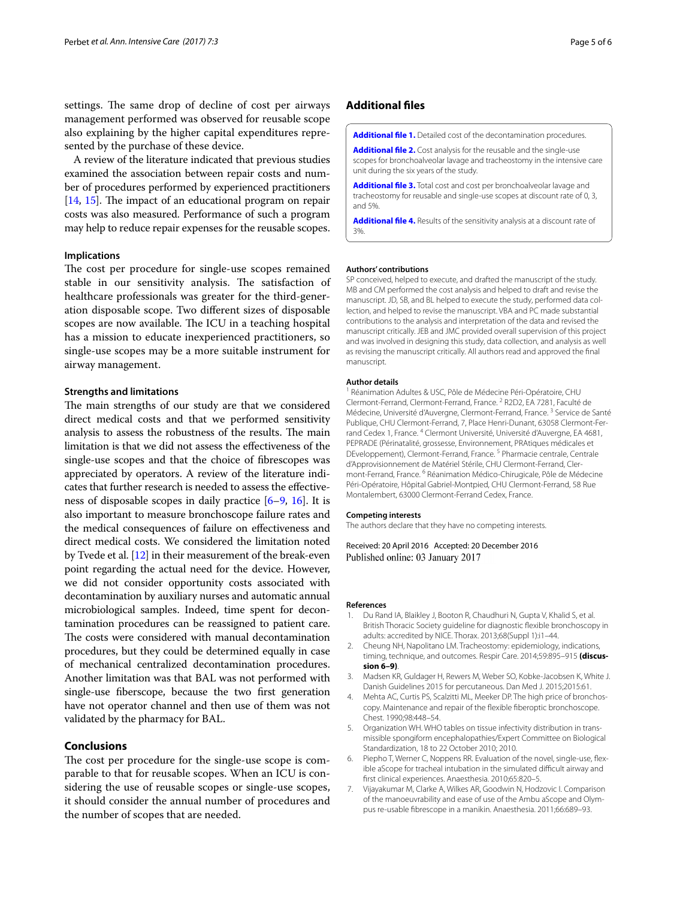settings. The same drop of decline of cost per airways management performed was observed for reusable scope also explaining by the higher capital expenditures represented by the purchase of these device.

A review of the literature indicated that previous studies examined the association between repair costs and number of procedures performed by experienced practitioners [14, 15]. The impact of an educational program on repair costs was also measured. Performance of such a program may help to reduce repair expenses for the reusable scopes.

### Implications

The cost per procedure for single-use scopes remained stable in our sensitivity analysis. The satisfaction of healthcare professionals was greater for the third-generation disposable scope. Two different sizes of disposable scopes are now available. The ICU in a teaching hospital has a mission to educate inexperienced practitioners, so single-use scopes may be a more suitable instrument for airway management.

### Strengths and limitations

The main strengths of our study are that we considered direct medical costs and that we performed sensitivity analysis to assess the robustness of the results. The main limitation is that we did not assess the effectiveness of the single-use scopes and that the choice of fibrescopes was appreciated by operators. A review of the literature indicates that further research is needed to assess the effectiveness of disposable scopes in daily practice [6–9, 16]. It is also important to measure bronchoscope failure rates and the medical consequences of failure on effectiveness and direct medical costs. We considered the limitation noted by Tvede et al. [12] in their measurement of the break-even point regarding the actual need for the device. However, we did not consider opportunity costs associated with decontamination by auxiliary nurses and automatic annual microbiological samples. Indeed, time spent for decontamination procedures can be reassigned to patient care. The costs were considered with manual decontamination procedures, but they could be determined equally in case of mechanical centralized decontamination procedures. Another limitation was that BAL was not performed with single-use fiberscope, because the two first generation have not operator channel and then use of them was not validated by the pharmacy for BAL.

## Conclusions

The cost per procedure for the single-use scope is comparable to that for reusable scopes. When an ICU is considering the use of reusable scopes or single-use scopes, it should consider the annual number of procedures and the number of scopes that are needed.

## Additional files

**Additional file 1.** Detailed cost of the decontamination procedures.

**Additional file 2.** Cost analysis for the reusable and the single-use scopes for bronchoalveolar lavage and tracheostomy in the intensive care unit during the six years of the study.

**Additional file 3.** Total cost and cost per bronchoalveolar lavage and tracheostomy for reusable and single-use scopes at discount rate of 0, 3, and 5%.

**Additional file 4.** Results of the sensitivity analysis at a discount rate of 3%.

#### Authors' contributions

SP conceived, helped to execute, and drafted the manuscript of the study. MB and CM performed the cost analysis and helped to draft and revise the manuscript. JD, SB, and BL helped to execute the study, performed data collection, and helped to revise the manuscript. VBA and PC made substantial contributions to the analysis and interpretation of the data and revised the manuscript critically. JEB and JMC provided overall supervision of this project and was involved in designing this study, data collection, and analysis as well as revising the manuscript critically. All authors read and approved the final manuscript.

#### Author details

[1] Réanimation Adultes & USC, Pôle de Médecine Péri-Opératoire, CHU Clermont-Ferrand, Clermont-Ferrand, France. [2] R2D2, EA 7281, Faculté de Médecine, Université d'Auvergne, Clermont-Ferrand, France. [3] Service de Santé Publique, CHU Clermont-Ferrand, 7, Place Henri-Dunant, 63058 Clermont-Ferrand Cedex 1, France. [4] Clermont Université, Université d'Auvergne, EA 4681, PEPRADE (Périnatalité, grossesse, Environnement, PRAtiques médicales et DEveloppement), Clermont-Ferrand, France. [5] Pharmacie centrale, Centrale d'Approvisionnement de Matériel Stérile, CHU Clermont-Ferrand, Clermont-Ferrand, France. [6] Réanimation Médico-Chirurgicale, Pôle de Médecine Péri-Opératoire, Hôpital Gabriel-Montpied, CHU Clermont-Ferrand, 58 Rue Montalembert, 63000 Clermont-Ferrand Cedex, France.

#### Competing interests

The authors declare that they have no competing interests.

Received: 20 April 2016 Accepted: 20 December 2016
Published online: 03 January 2017

#### References

1. Du Rand IA, Blaikley J, Booton R, Chaudhuri N, Gupta V, Khalid S, et al. British Thoracic Society guideline for diagnostic flexible bronchoscopy in adults: accredited by NICE. Thorax. 2013;68(Suppl 1):i1–44.
2. Cheung NH, Napolitano LM. Tracheostomy: epidemiology, indications, timing, technique, and outcomes. Respir Care. 2014;59:895–915 **(discussion 6–9)**.
3. Madsen KR, Guldager H, Rewers M, Weber SO, Kobke-Jacobsen K, White J. Danish Guidelines 2015 for percutaneous. Dan Med J. 2015;2015:61.
4. Mehta AC, Curtis PS, Scalzitti ML, Meeker DP. The high price of bronchoscopy. Maintenance and repair of the flexible fiberoptic bronchoscope. Chest. 1990;98:448–54.
5. Organization WH. WHO tables on tissue infectivity distribution in transmissible spongiform encephalopathies/Expert Committee on Biological Standardization, 18 to 22 October 2010; 2010.
6. Piepho T, Werner C, Noppens RR. Evaluation of the novel, single-use, flexible aScope for tracheal intubation in the simulated difficult airway and first clinical experiences. Anaesthesia. 2010;65:820–5.
7. Vijayakumar M, Clarke A, Wilkes AR, Goodwin N, Hodzovic I. Comparison of the manoeuvrability and ease of use of the Ambu aScope and Olympus re-usable fibrescope in a manikin. Anaesthesia. 2011;66:689–93.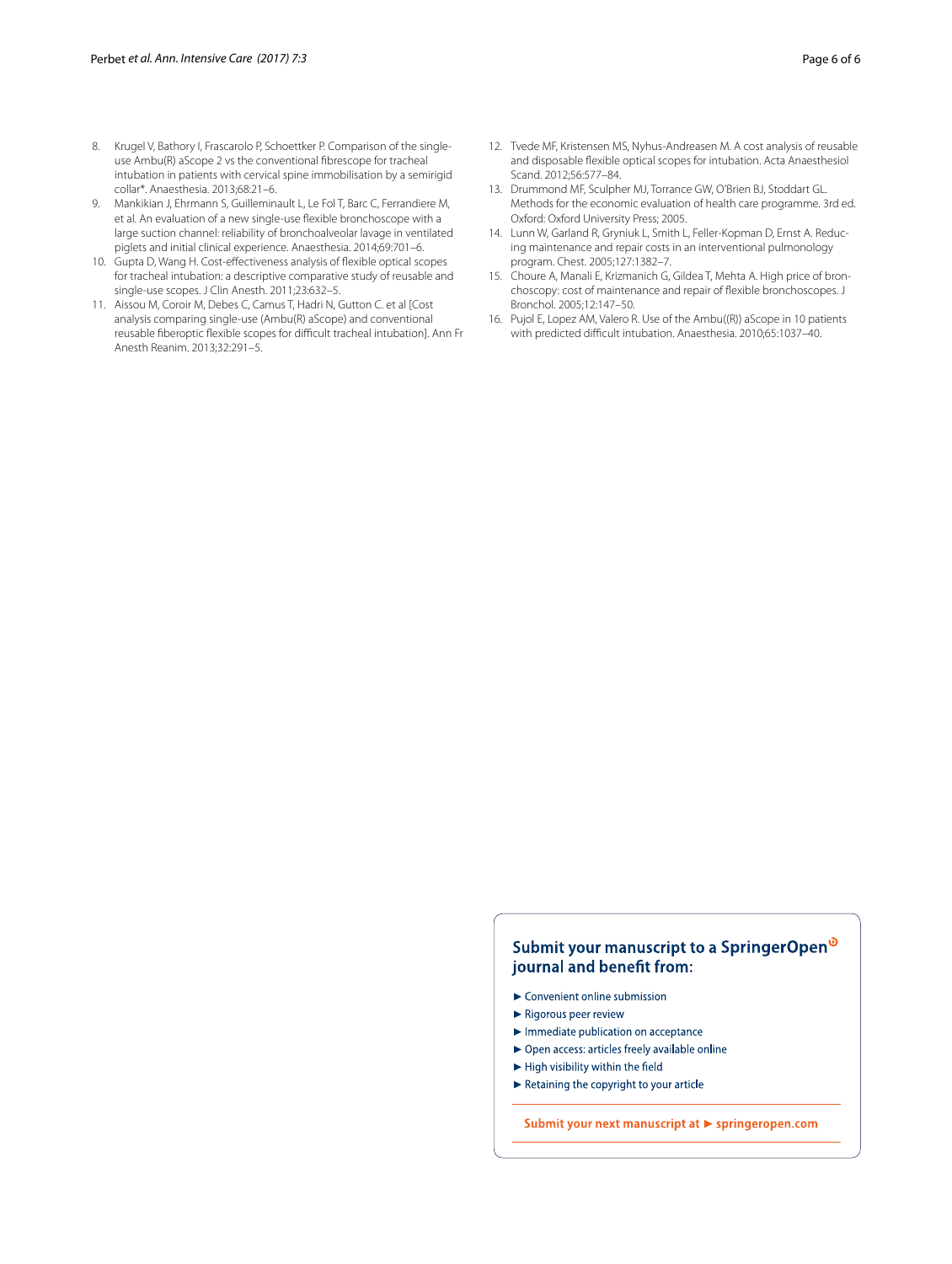8. Krugel V, Bathory I, Frascarolo P, Schoettker P. Comparison of the single-use Ambu(R) aScope 2 vs the conventional fibrescope for tracheal intubation in patients with cervical spine immobilisation by a semirigid collar*. Anaesthesia. 2013;68:21–6.
9. Mankikian J, Ehrmann S, Guilleminault L, Le Fol T, Barc C, Ferrandiere M, et al. An evaluation of a new single-use flexible bronchoscope with a large suction channel: reliability of bronchoalveolar lavage in ventilated piglets and initial clinical experience. Anaesthesia. 2014;69:701–6.
10. Gupta D, Wang H. Cost-effectiveness analysis of flexible optical scopes for tracheal intubation: a descriptive comparative study of reusable and single-use scopes. J Clin Anesth. 2011;23:632–5.
11. Aissou M, Coroir M, Debes C, Camus T, Hadri N, Gutton C. et al [Cost analysis comparing single-use (Ambu(R) aScope) and conventional reusable fiberoptic flexible scopes for difficult tracheal intubation]. Ann Fr Anesth Reanim. 2013;32:291–5.
12. Tvede MF, Kristensen MS, Nyhus-Andreasen M. A cost analysis of reusable and disposable flexible optical scopes for intubation. Acta Anaesthesiol Scand. 2012;56:577–84.
13. Drummond MF, Sculpher MJ, Torrance GW, O'Brien BJ, Stoddart GL. Methods for the economic evaluation of health care programme. 3rd ed. Oxford: Oxford University Press; 2005.
14. Lunn W, Garland R, Gryniuk L, Smith L, Feller-Kopman D, Ernst A. Reducing maintenance and repair costs in an interventional pulmonology program. Chest. 2005;127:1382–7.
15. Choure A, Manali E, Krizmanich G, Gildea T, Mehta A. High price of bronchoscopy: cost of maintenance and repair of flexible bronchoscopes. J Bronchol. 2005;12:147–50.
16. Pujol E, Lopez AM, Valero R. Use of the Ambu((R)) aScope in 10 patients with predicted difficult intubation. Anaesthesia. 2010;65:1037–40.

**Submit your manuscript to a SpringerOpen journal and benefit from:**

- ► Convenient online submission
- ► Rigorous peer review
- ► Immediate publication on acceptance
- ► Open access: articles freely available online
- ► High visibility within the field
- ► Retaining the copyright to your article

**Submit your next manuscript at ► springeropen.com**